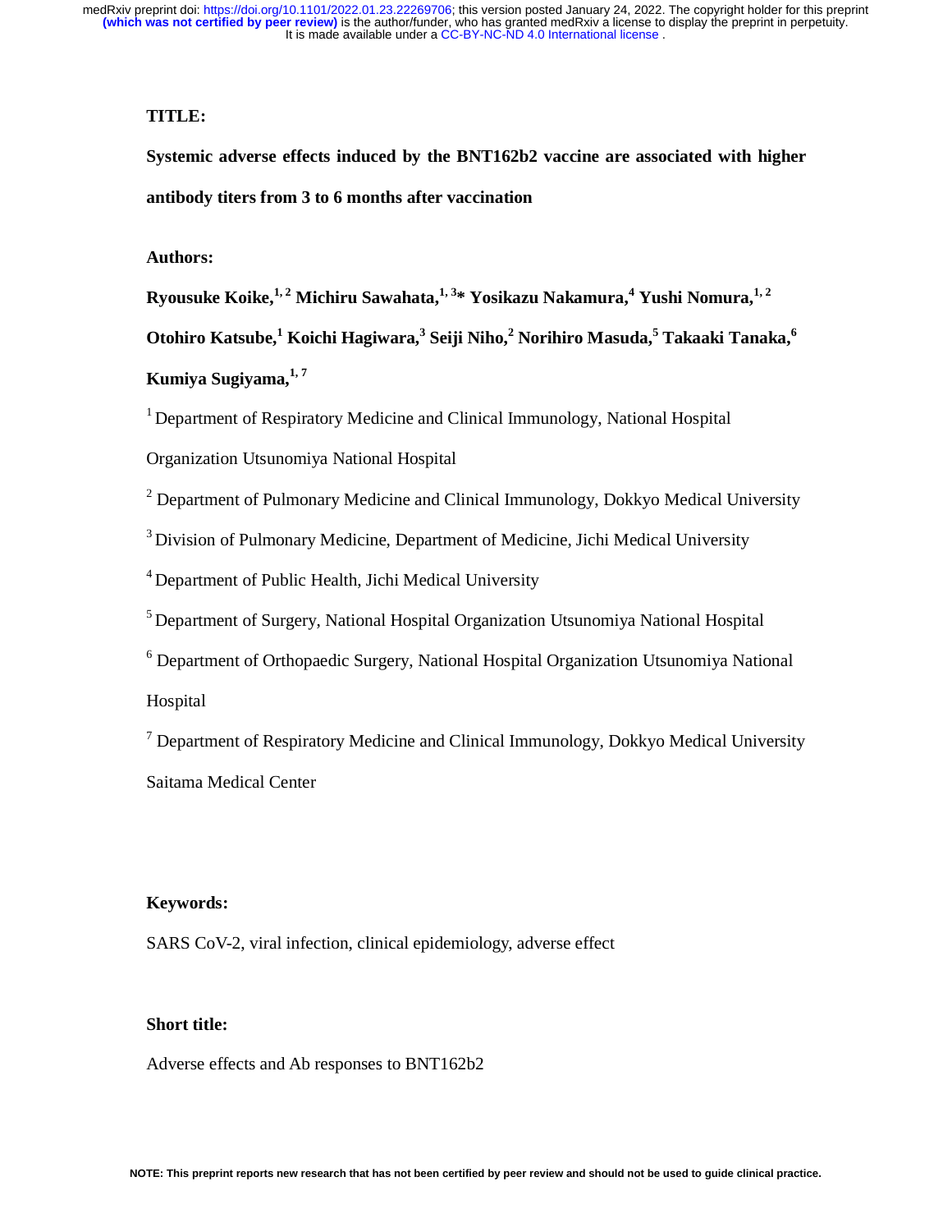**TITLE:**

**Systemic adverse effects induced by the BNT162b2 vaccine are associated with higher antibody titers from 3 to 6 months after vaccination**

**Authors:**

**Ryousuke Koike,[1, 2] Michiru Sawahata,[1, 3]* Yosikazu Nakamura,[4] Yushi Nomura,[1, 2] Otohiro Katsube,[1] Koichi Hagiwara,[3] Seiji Niho,[2] Norihiro Masuda,[5] Takaaki Tanaka,[6] Kumiya Sugiyama,[1, 7]**

[1] Department of Respiratory Medicine and Clinical Immunology, National Hospital Organization Utsunomiya National Hospital

[2] Department of Pulmonary Medicine and Clinical Immunology, Dokkyo Medical University

[3] Division of Pulmonary Medicine, Department of Medicine, Jichi Medical University

[4] Department of Public Health, Jichi Medical University

[5] Department of Surgery, National Hospital Organization Utsunomiya National Hospital

[6] Department of Orthopaedic Surgery, National Hospital Organization Utsunomiya National Hospital

[7] Department of Respiratory Medicine and Clinical Immunology, Dokkyo Medical University Saitama Medical Center

**Keywords:**

SARS CoV-2, viral infection, clinical epidemiology, adverse effect

**Short title:**

Adverse effects and Ab responses to BNT162b2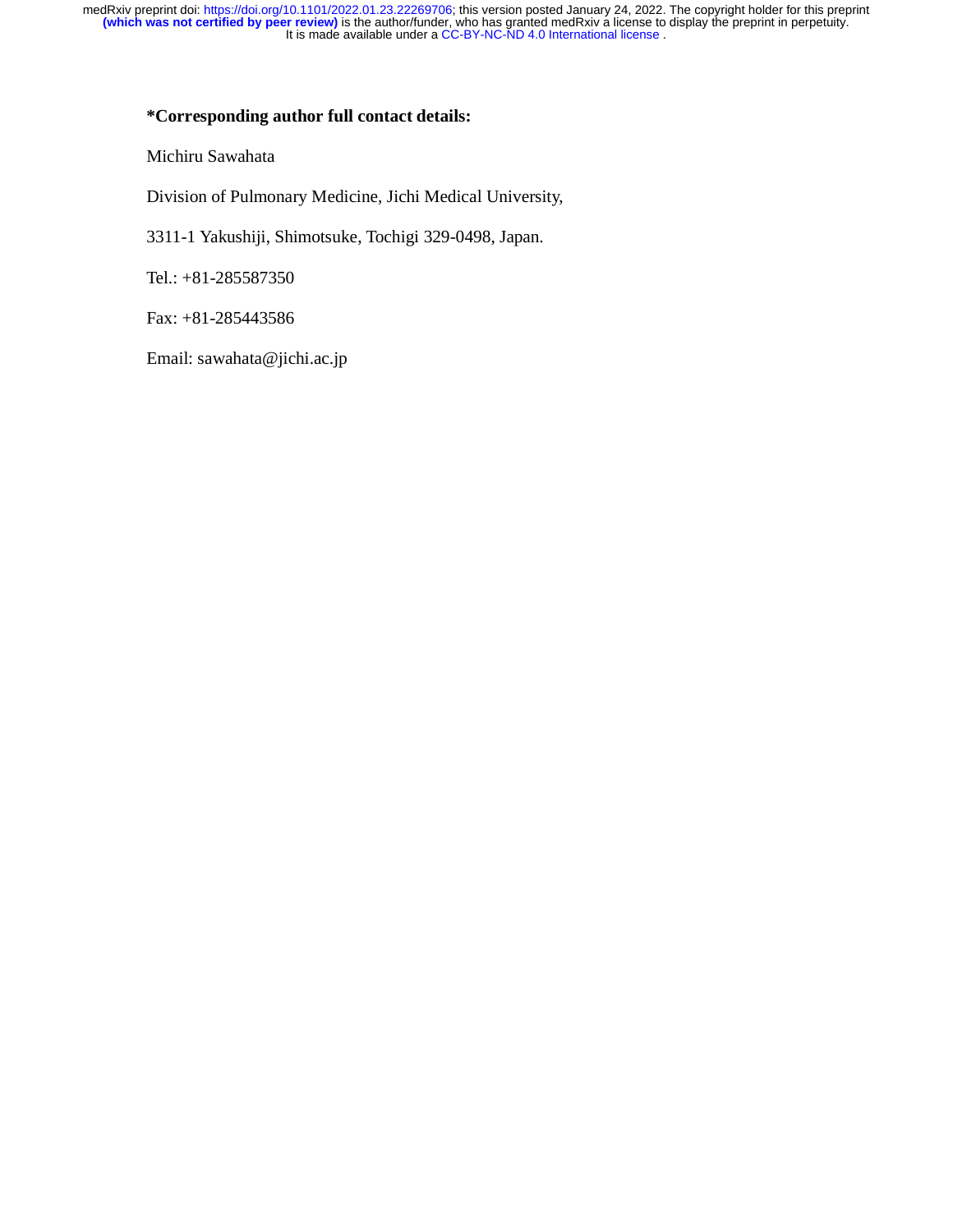**\*Corresponding author full contact details:**

Michiru Sawahata

Division of Pulmonary Medicine, Jichi Medical University,

3311-1 Yakushiji, Shimotsuke, Tochigi 329-0498, Japan.

Tel.: +81-285587350

Fax: +81-285443586

Email: sawahata@jichi.ac.jp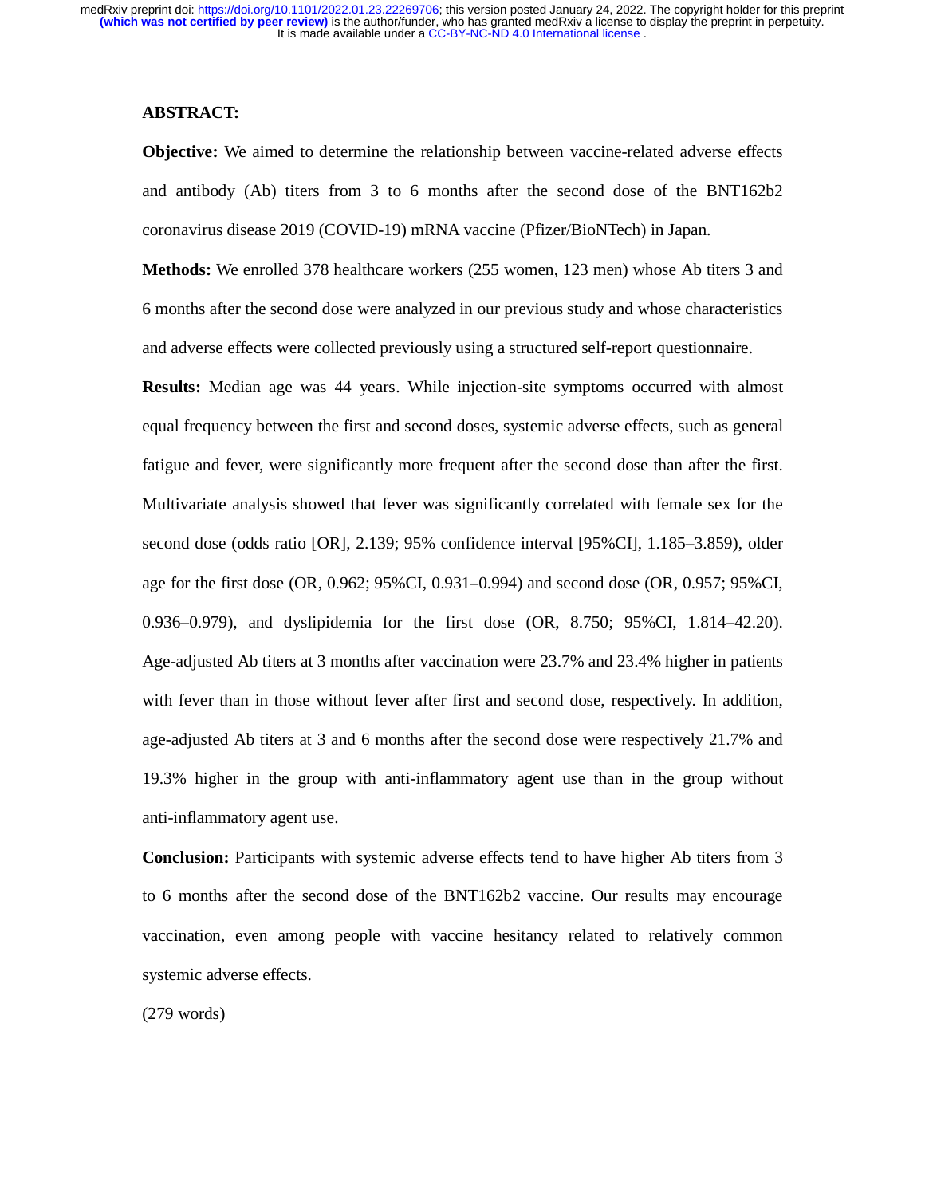**ABSTRACT:**

**Objective:** We aimed to determine the relationship between vaccine-related adverse effects and antibody (Ab) titers from 3 to 6 months after the second dose of the BNT162b2 coronavirus disease 2019 (COVID-19) mRNA vaccine (Pfizer/BioNTech) in Japan.

**Methods:** We enrolled 378 healthcare workers (255 women, 123 men) whose Ab titers 3 and 6 months after the second dose were analyzed in our previous study and whose characteristics and adverse effects were collected previously using a structured self-report questionnaire.

**Results:** Median age was 44 years. While injection-site symptoms occurred with almost equal frequency between the first and second doses, systemic adverse effects, such as general fatigue and fever, were significantly more frequent after the second dose than after the first. Multivariate analysis showed that fever was significantly correlated with female sex for the second dose (odds ratio [OR], 2.139; 95% confidence interval [95%CI], 1.185–3.859), older age for the first dose (OR, 0.962; 95%CI, 0.931–0.994) and second dose (OR, 0.957; 95%CI, 0.936–0.979), and dyslipidemia for the first dose (OR, 8.750; 95%CI, 1.814–42.20). Age-adjusted Ab titers at 3 months after vaccination were 23.7% and 23.4% higher in patients with fever than in those without fever after first and second dose, respectively. In addition, age-adjusted Ab titers at 3 and 6 months after the second dose were respectively 21.7% and 19.3% higher in the group with anti-inflammatory agent use than in the group without anti-inflammatory agent use.

**Conclusion:** Participants with systemic adverse effects tend to have higher Ab titers from 3 to 6 months after the second dose of the BNT162b2 vaccine. Our results may encourage vaccination, even among people with vaccine hesitancy related to relatively common systemic adverse effects.

(279 words)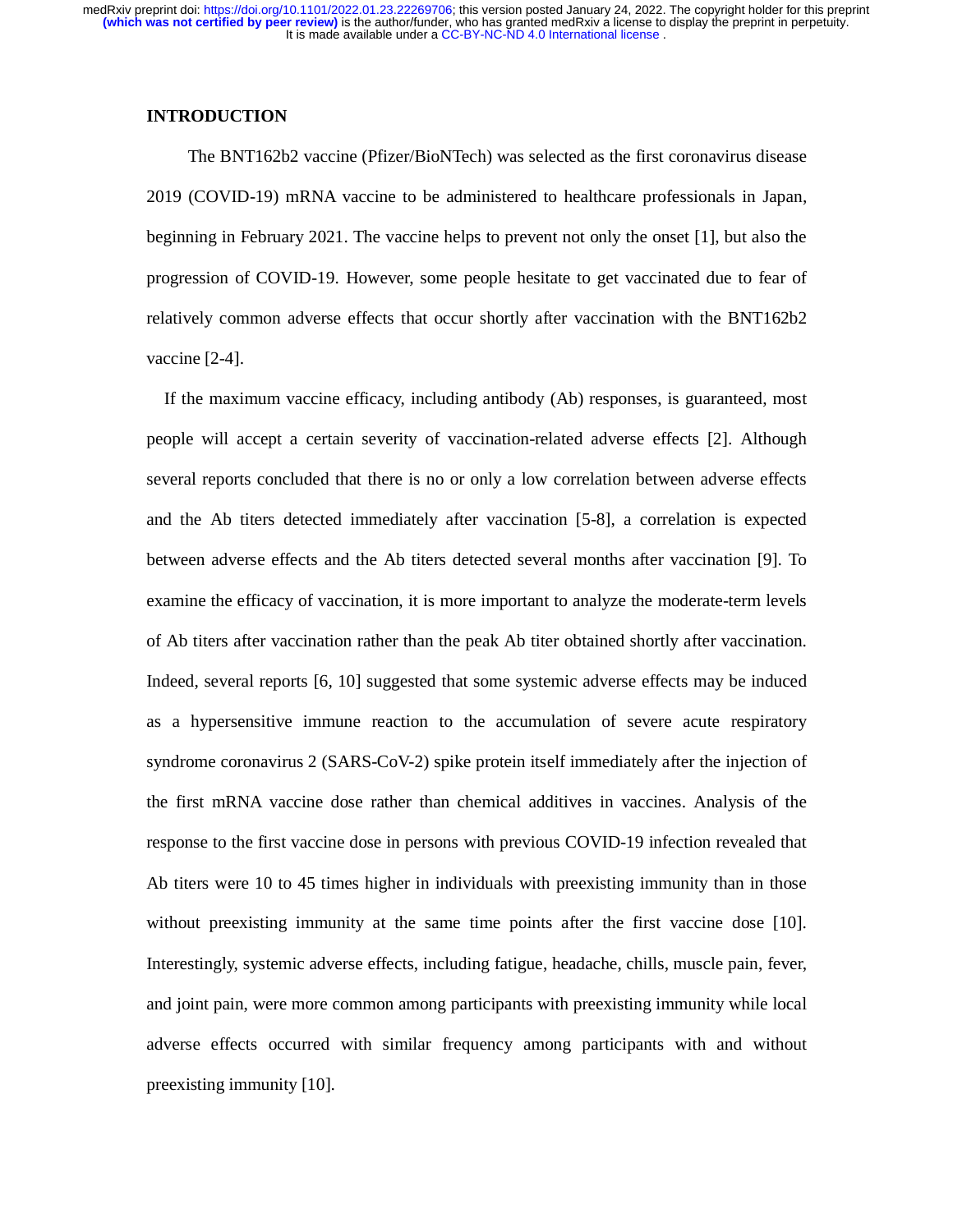## INTRODUCTION

The BNT162b2 vaccine (Pfizer/BioNTech) was selected as the first coronavirus disease 2019 (COVID-19) mRNA vaccine to be administered to healthcare professionals in Japan, beginning in February 2021. The vaccine helps to prevent not only the onset [1], but also the progression of COVID-19. However, some people hesitate to get vaccinated due to fear of relatively common adverse effects that occur shortly after vaccination with the BNT162b2 vaccine [2-4].

If the maximum vaccine efficacy, including antibody (Ab) responses, is guaranteed, most people will accept a certain severity of vaccination-related adverse effects [2]. Although several reports concluded that there is no or only a low correlation between adverse effects and the Ab titers detected immediately after vaccination [5-8], a correlation is expected between adverse effects and the Ab titers detected several months after vaccination [9]. To examine the efficacy of vaccination, it is more important to analyze the moderate-term levels of Ab titers after vaccination rather than the peak Ab titer obtained shortly after vaccination. Indeed, several reports [6, 10] suggested that some systemic adverse effects may be induced as a hypersensitive immune reaction to the accumulation of severe acute respiratory syndrome coronavirus 2 (SARS-CoV-2) spike protein itself immediately after the injection of the first mRNA vaccine dose rather than chemical additives in vaccines. Analysis of the response to the first vaccine dose in persons with previous COVID-19 infection revealed that Ab titers were 10 to 45 times higher in individuals with preexisting immunity than in those without preexisting immunity at the same time points after the first vaccine dose [10]. Interestingly, systemic adverse effects, including fatigue, headache, chills, muscle pain, fever, and joint pain, were more common among participants with preexisting immunity while local adverse effects occurred with similar frequency among participants with and without preexisting immunity [10].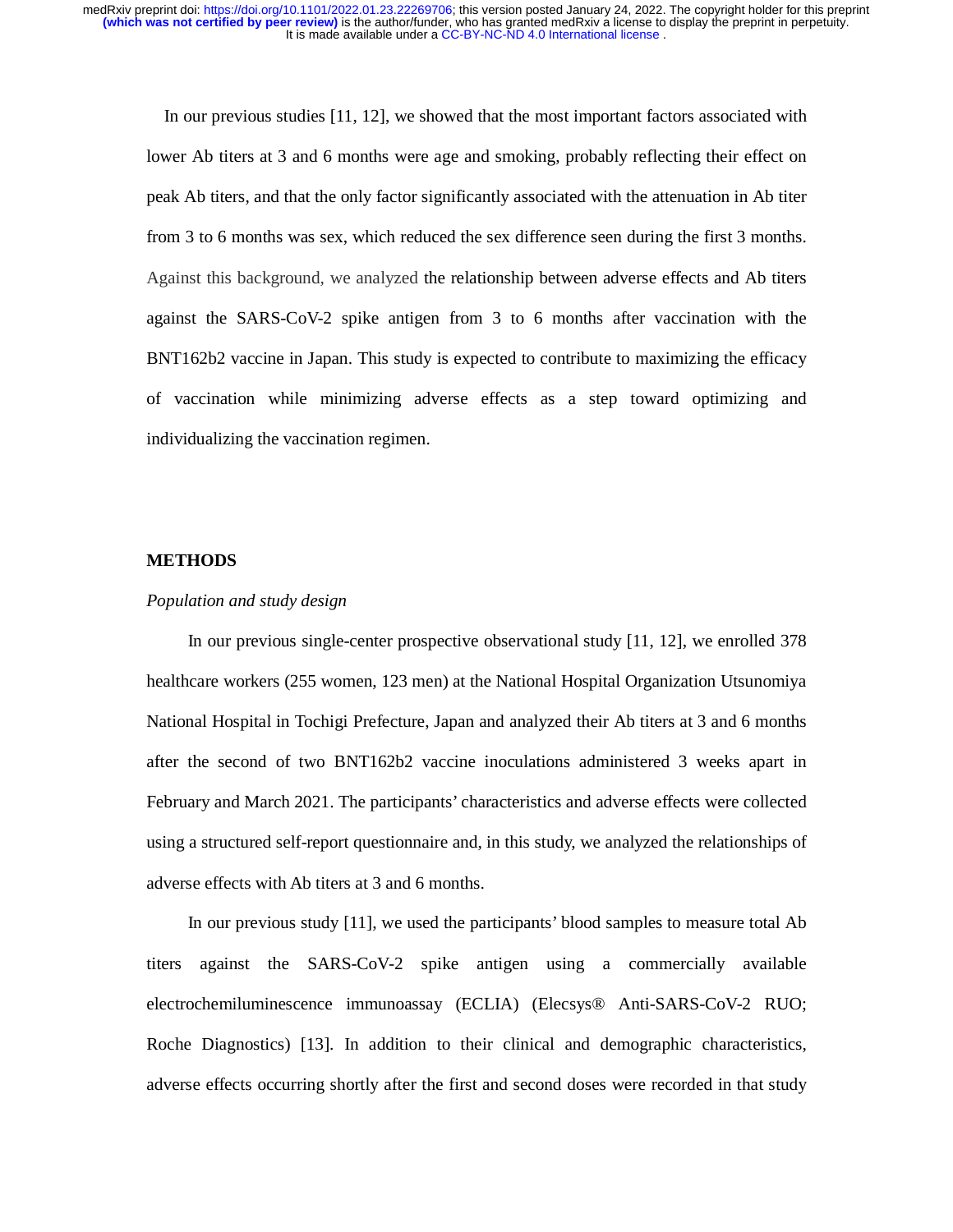In our previous studies [11, 12], we showed that the most important factors associated with lower Ab titers at 3 and 6 months were age and smoking, probably reflecting their effect on peak Ab titers, and that the only factor significantly associated with the attenuation in Ab titer from 3 to 6 months was sex, which reduced the sex difference seen during the first 3 months. Against this background, we analyzed the relationship between adverse effects and Ab titers against the SARS-CoV-2 spike antigen from 3 to 6 months after vaccination with the BNT162b2 vaccine in Japan. This study is expected to contribute to maximizing the efficacy of vaccination while minimizing adverse effects as a step toward optimizing and individualizing the vaccination regimen.

## METHODS

*Population and study design*

In our previous single-center prospective observational study [11, 12], we enrolled 378 healthcare workers (255 women, 123 men) at the National Hospital Organization Utsunomiya National Hospital in Tochigi Prefecture, Japan and analyzed their Ab titers at 3 and 6 months after the second of two BNT162b2 vaccine inoculations administered 3 weeks apart in February and March 2021. The participants' characteristics and adverse effects were collected using a structured self-report questionnaire and, in this study, we analyzed the relationships of adverse effects with Ab titers at 3 and 6 months.

In our previous study [11], we used the participants' blood samples to measure total Ab titers against the SARS-CoV-2 spike antigen using a commercially available electrochemiluminescence immunoassay (ECLIA) (Elecsys® Anti-SARS-CoV-2 RUO; Roche Diagnostics) [13]. In addition to their clinical and demographic characteristics, adverse effects occurring shortly after the first and second doses were recorded in that study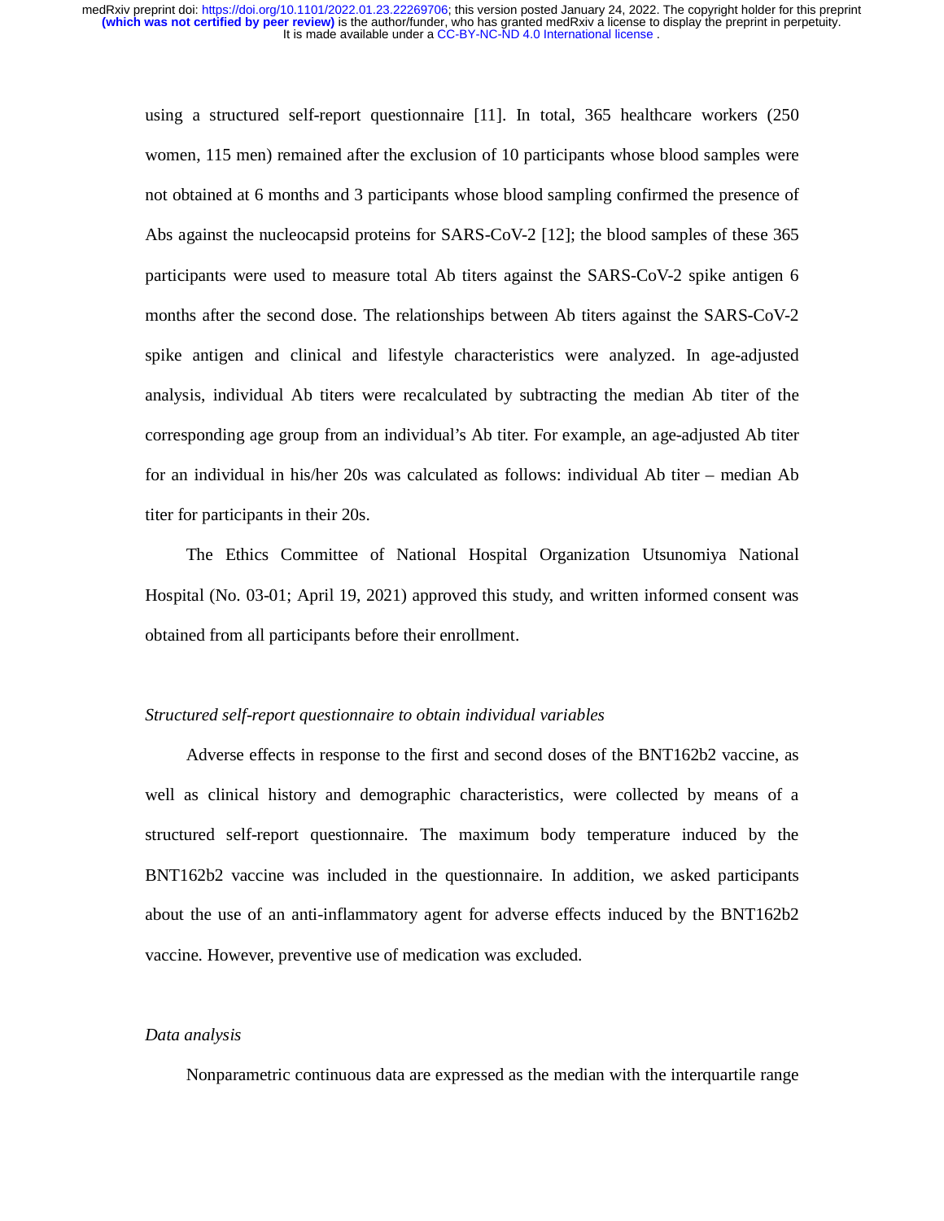using a structured self-report questionnaire [11]. In total, 365 healthcare workers (250 women, 115 men) remained after the exclusion of 10 participants whose blood samples were not obtained at 6 months and 3 participants whose blood sampling confirmed the presence of Abs against the nucleocapsid proteins for SARS-CoV-2 [12]; the blood samples of these 365 participants were used to measure total Ab titers against the SARS-CoV-2 spike antigen 6 months after the second dose. The relationships between Ab titers against the SARS-CoV-2 spike antigen and clinical and lifestyle characteristics were analyzed. In age-adjusted analysis, individual Ab titers were recalculated by subtracting the median Ab titer of the corresponding age group from an individual's Ab titer. For example, an age-adjusted Ab titer for an individual in his/her 20s was calculated as follows: individual Ab titer – median Ab titer for participants in their 20s.

The Ethics Committee of National Hospital Organization Utsunomiya National Hospital (No. 03-01; April 19, 2021) approved this study, and written informed consent was obtained from all participants before their enrollment.

*Structured self-report questionnaire to obtain individual variables*

Adverse effects in response to the first and second doses of the BNT162b2 vaccine, as well as clinical history and demographic characteristics, were collected by means of a structured self-report questionnaire. The maximum body temperature induced by the BNT162b2 vaccine was included in the questionnaire. In addition, we asked participants about the use of an anti-inflammatory agent for adverse effects induced by the BNT162b2 vaccine. However, preventive use of medication was excluded.

*Data analysis*

Nonparametric continuous data are expressed as the median with the interquartile range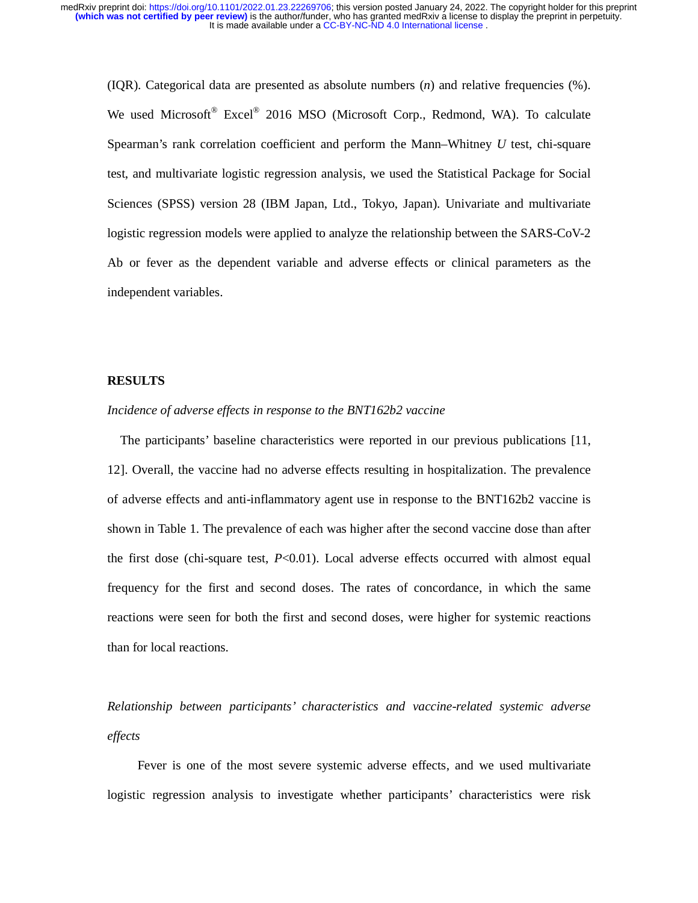(IQR). Categorical data are presented as absolute numbers (*n*) and relative frequencies (%). We used Microsoft® Excel® 2016 MSO (Microsoft Corp., Redmond, WA). To calculate Spearman's rank correlation coefficient and perform the Mann–Whitney *U* test, chi-square test, and multivariate logistic regression analysis, we used the Statistical Package for Social Sciences (SPSS) version 28 (IBM Japan, Ltd., Tokyo, Japan). Univariate and multivariate logistic regression models were applied to analyze the relationship between the SARS-CoV-2 Ab or fever as the dependent variable and adverse effects or clinical parameters as the independent variables.

## RESULTS

*Incidence of adverse effects in response to the BNT162b2 vaccine*

The participants' baseline characteristics were reported in our previous publications [11, 12]. Overall, the vaccine had no adverse effects resulting in hospitalization. The prevalence of adverse effects and anti-inflammatory agent use in response to the BNT162b2 vaccine is shown in Table 1. The prevalence of each was higher after the second vaccine dose than after the first dose (chi-square test, $P<0.01$). Local adverse effects occurred with almost equal frequency for the first and second doses. The rates of concordance, in which the same reactions were seen for both the first and second doses, were higher for systemic reactions than for local reactions.

*Relationship between participants' characteristics and vaccine-related systemic adverse effects*

Fever is one of the most severe systemic adverse effects, and we used multivariate logistic regression analysis to investigate whether participants' characteristics were risk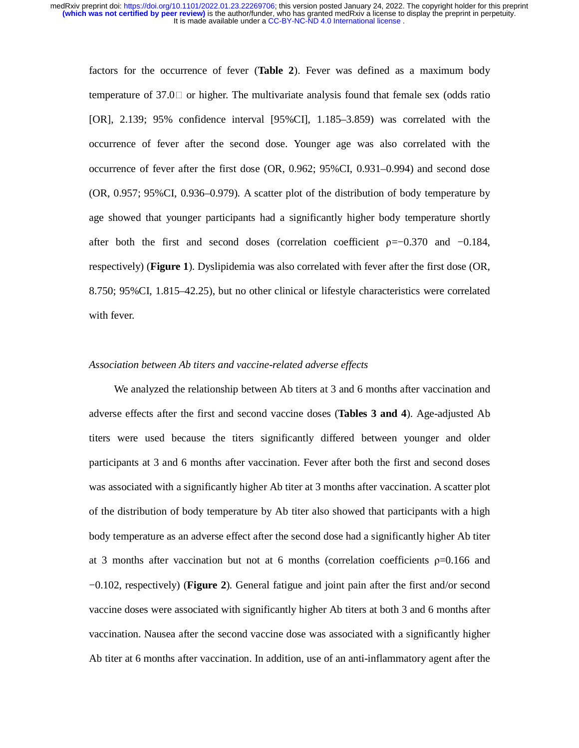factors for the occurrence of fever (**Table 2**). Fever was defined as a maximum body temperature of 37.0℃ or higher. The multivariate analysis found that female sex (odds ratio [OR], 2.139; 95% confidence interval [95%CI], 1.185–3.859) was correlated with the occurrence of fever after the second dose. Younger age was also correlated with the occurrence of fever after the first dose (OR, 0.962; 95%CI, 0.931–0.994) and second dose (OR, 0.957; 95%CI, 0.936–0.979). A scatter plot of the distribution of body temperature by age showed that younger participants had a significantly higher body temperature shortly after both the first and second doses (correlation coefficient $\rho=-0.370$ and $-0.184$, respectively) (**Figure 1**). Dyslipidemia was also correlated with fever after the first dose (OR, 8.750; 95%CI, 1.815–42.25), but no other clinical or lifestyle characteristics were correlated with fever.

*Association between Ab titers and vaccine-related adverse effects*

We analyzed the relationship between Ab titers at 3 and 6 months after vaccination and adverse effects after the first and second vaccine doses (**Tables 3 and 4**). Age-adjusted Ab titers were used because the titers significantly differed between younger and older participants at 3 and 6 months after vaccination. Fever after both the first and second doses was associated with a significantly higher Ab titer at 3 months after vaccination. A scatter plot of the distribution of body temperature by Ab titer also showed that participants with a high body temperature as an adverse effect after the second dose had a significantly higher Ab titer at 3 months after vaccination but not at 6 months (correlation coefficients $\rho=0.166$ and $-0.102$, respectively) (**Figure 2**). General fatigue and joint pain after the first and/or second vaccine doses were associated with significantly higher Ab titers at both 3 and 6 months after vaccination. Nausea after the second vaccine dose was associated with a significantly higher Ab titer at 6 months after vaccination. In addition, use of an anti-inflammatory agent after the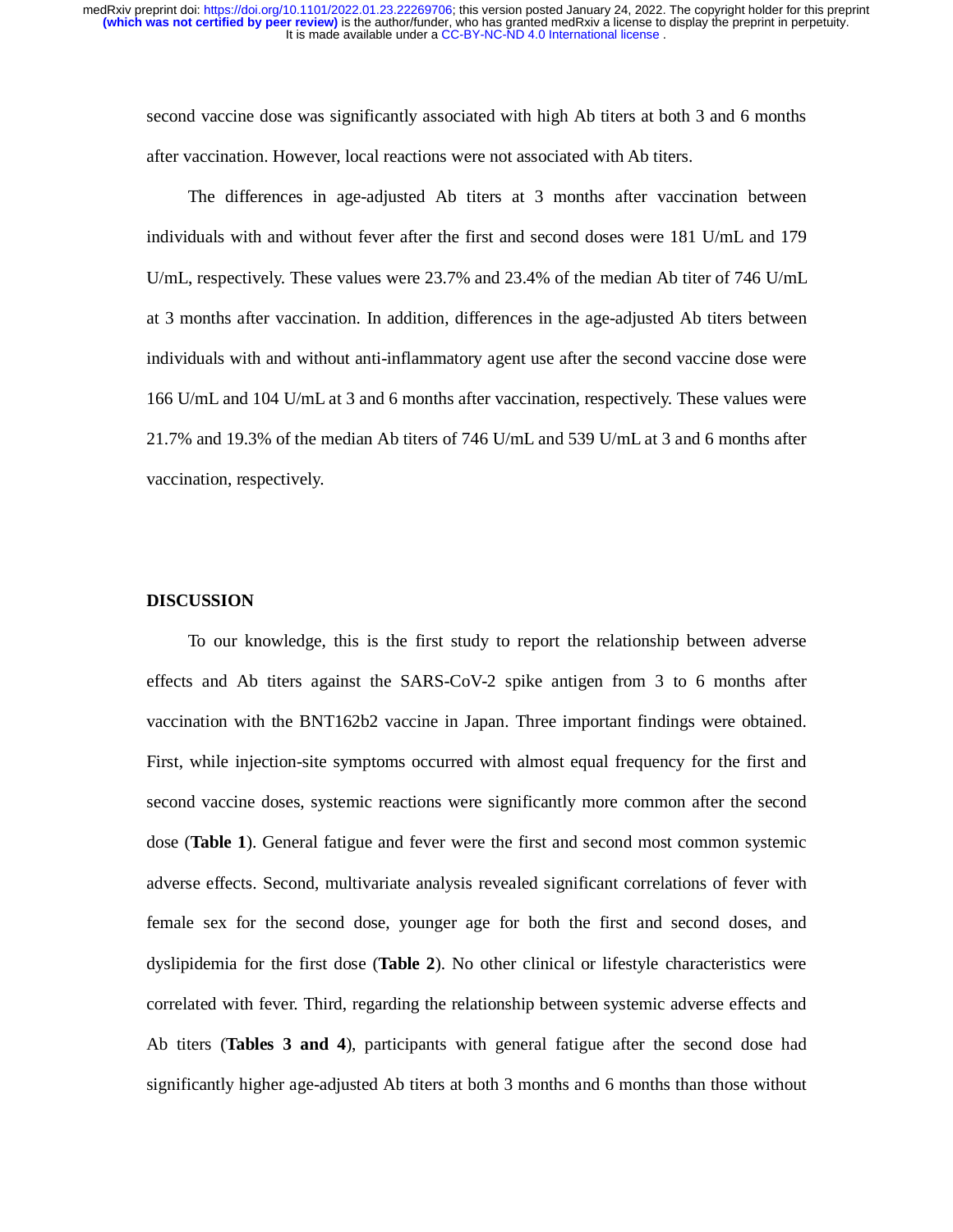second vaccine dose was significantly associated with high Ab titers at both 3 and 6 months after vaccination. However, local reactions were not associated with Ab titers.

The differences in age-adjusted Ab titers at 3 months after vaccination between individuals with and without fever after the first and second doses were 181 U/mL and 179 U/mL, respectively. These values were 23.7% and 23.4% of the median Ab titer of 746 U/mL at 3 months after vaccination. In addition, differences in the age-adjusted Ab titers between individuals with and without anti-inflammatory agent use after the second vaccine dose were 166 U/mL and 104 U/mL at 3 and 6 months after vaccination, respectively. These values were 21.7% and 19.3% of the median Ab titers of 746 U/mL and 539 U/mL at 3 and 6 months after vaccination, respectively.

## DISCUSSION

To our knowledge, this is the first study to report the relationship between adverse effects and Ab titers against the SARS-CoV-2 spike antigen from 3 to 6 months after vaccination with the BNT162b2 vaccine in Japan. Three important findings were obtained. First, while injection-site symptoms occurred with almost equal frequency for the first and second vaccine doses, systemic reactions were significantly more common after the second dose (**Table 1**). General fatigue and fever were the first and second most common systemic adverse effects. Second, multivariate analysis revealed significant correlations of fever with female sex for the second dose, younger age for both the first and second doses, and dyslipidemia for the first dose (**Table 2**). No other clinical or lifestyle characteristics were correlated with fever. Third, regarding the relationship between systemic adverse effects and Ab titers (**Tables 3 and 4**), participants with general fatigue after the second dose had significantly higher age-adjusted Ab titers at both 3 months and 6 months than those without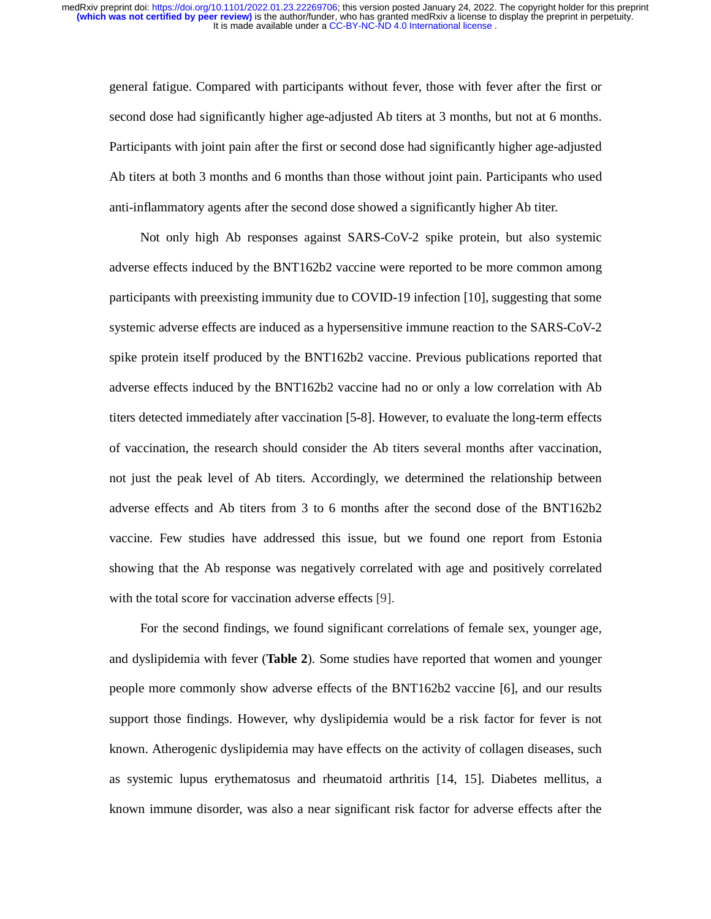general fatigue. Compared with participants without fever, those with fever after the first or second dose had significantly higher age-adjusted Ab titers at 3 months, but not at 6 months. Participants with joint pain after the first or second dose had significantly higher age-adjusted Ab titers at both 3 months and 6 months than those without joint pain. Participants who used anti-inflammatory agents after the second dose showed a significantly higher Ab titer.

Not only high Ab responses against SARS-CoV-2 spike protein, but also systemic adverse effects induced by the BNT162b2 vaccine were reported to be more common among participants with preexisting immunity due to COVID-19 infection [10], suggesting that some systemic adverse effects are induced as a hypersensitive immune reaction to the SARS-CoV-2 spike protein itself produced by the BNT162b2 vaccine. Previous publications reported that adverse effects induced by the BNT162b2 vaccine had no or only a low correlation with Ab titers detected immediately after vaccination [5-8]. However, to evaluate the long-term effects of vaccination, the research should consider the Ab titers several months after vaccination, not just the peak level of Ab titers. Accordingly, we determined the relationship between adverse effects and Ab titers from 3 to 6 months after the second dose of the BNT162b2 vaccine. Few studies have addressed this issue, but we found one report from Estonia showing that the Ab response was negatively correlated with age and positively correlated with the total score for vaccination adverse effects [9].

For the second findings, we found significant correlations of female sex, younger age, and dyslipidemia with fever (**Table 2**). Some studies have reported that women and younger people more commonly show adverse effects of the BNT162b2 vaccine [6], and our results support those findings. However, why dyslipidemia would be a risk factor for fever is not known. Atherogenic dyslipidemia may have effects on the activity of collagen diseases, such as systemic lupus erythematosus and rheumatoid arthritis [14, 15]. Diabetes mellitus, a known immune disorder, was also a near significant risk factor for adverse effects after the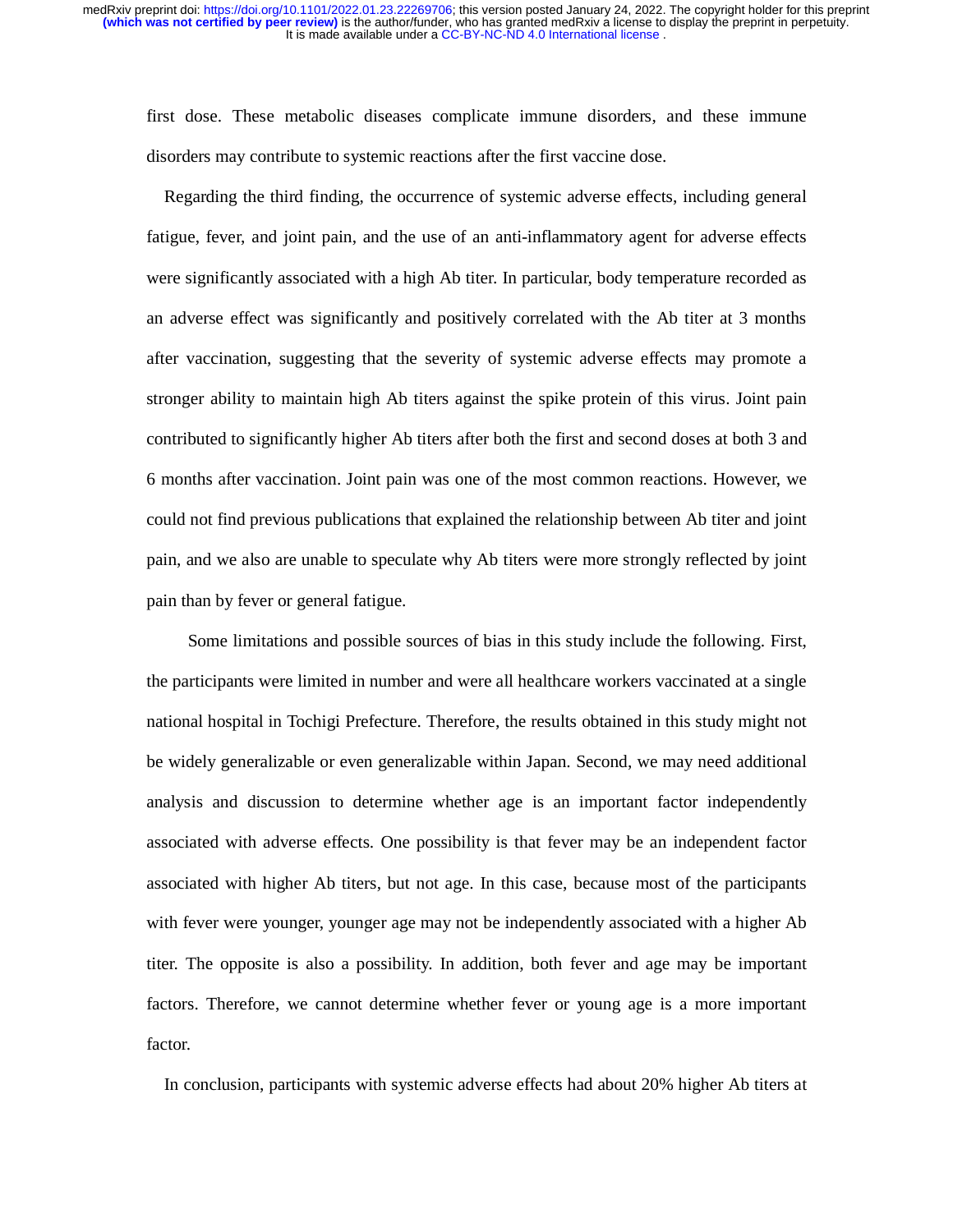first dose. These metabolic diseases complicate immune disorders, and these immune disorders may contribute to systemic reactions after the first vaccine dose.

Regarding the third finding, the occurrence of systemic adverse effects, including general fatigue, fever, and joint pain, and the use of an anti-inflammatory agent for adverse effects were significantly associated with a high Ab titer. In particular, body temperature recorded as an adverse effect was significantly and positively correlated with the Ab titer at 3 months after vaccination, suggesting that the severity of systemic adverse effects may promote a stronger ability to maintain high Ab titers against the spike protein of this virus. Joint pain contributed to significantly higher Ab titers after both the first and second doses at both 3 and 6 months after vaccination. Joint pain was one of the most common reactions. However, we could not find previous publications that explained the relationship between Ab titer and joint pain, and we also are unable to speculate why Ab titers were more strongly reflected by joint pain than by fever or general fatigue.

Some limitations and possible sources of bias in this study include the following. First, the participants were limited in number and were all healthcare workers vaccinated at a single national hospital in Tochigi Prefecture. Therefore, the results obtained in this study might not be widely generalizable or even generalizable within Japan. Second, we may need additional analysis and discussion to determine whether age is an important factor independently associated with adverse effects. One possibility is that fever may be an independent factor associated with higher Ab titers, but not age. In this case, because most of the participants with fever were younger, younger age may not be independently associated with a higher Ab titer. The opposite is also a possibility. In addition, both fever and age may be important factors. Therefore, we cannot determine whether fever or young age is a more important factor.

In conclusion, participants with systemic adverse effects had about 20% higher Ab titers at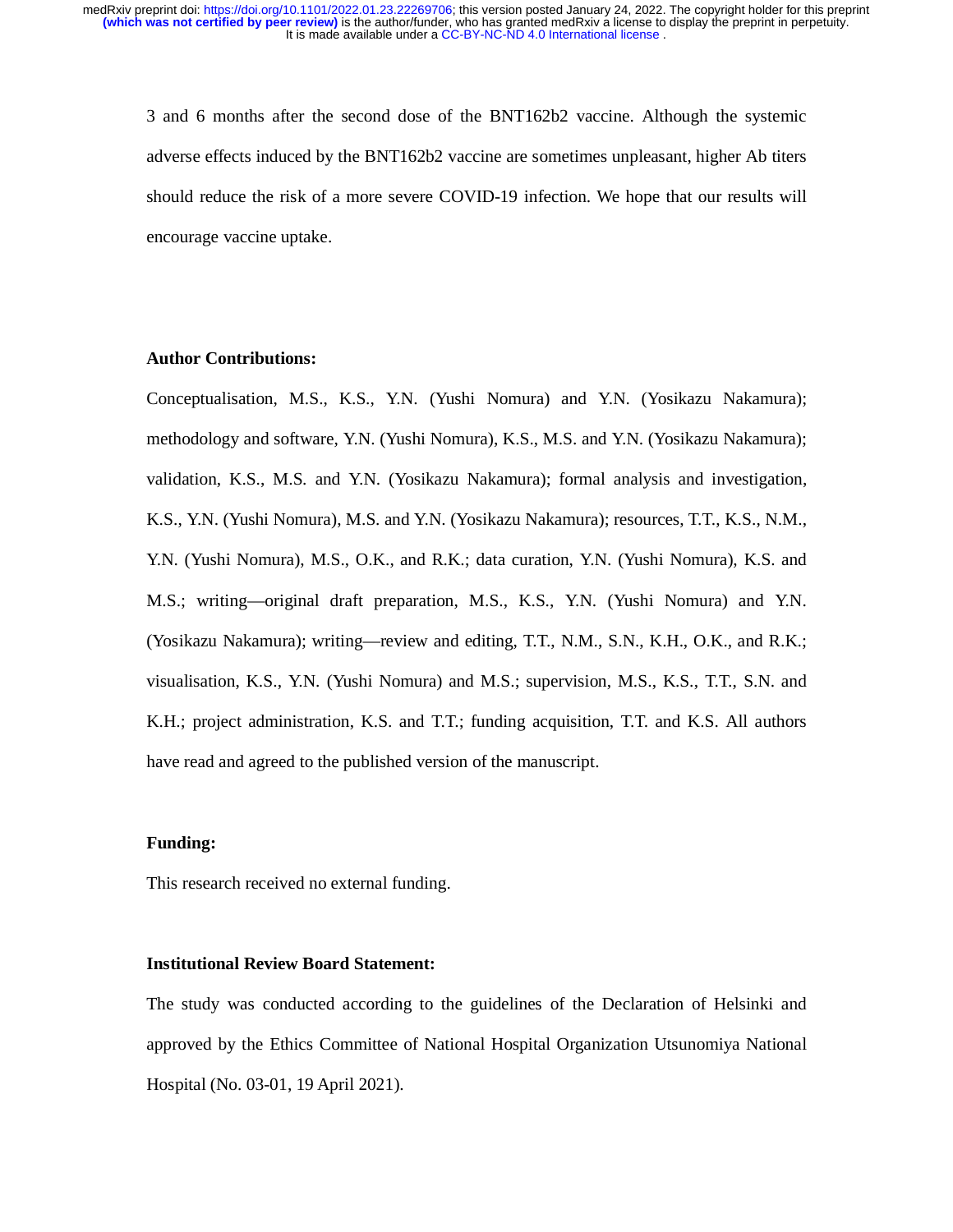3 and 6 months after the second dose of the BNT162b2 vaccine. Although the systemic adverse effects induced by the BNT162b2 vaccine are sometimes unpleasant, higher Ab titers should reduce the risk of a more severe COVID-19 infection. We hope that our results will encourage vaccine uptake.

**Author Contributions:**

Conceptualisation, M.S., K.S., Y.N. (Yushi Nomura) and Y.N. (Yosikazu Nakamura); methodology and software, Y.N. (Yushi Nomura), K.S., M.S. and Y.N. (Yosikazu Nakamura); validation, K.S., M.S. and Y.N. (Yosikazu Nakamura); formal analysis and investigation, K.S., Y.N. (Yushi Nomura), M.S. and Y.N. (Yosikazu Nakamura); resources, T.T., K.S., N.M., Y.N. (Yushi Nomura), M.S., O.K., and R.K.; data curation, Y.N. (Yushi Nomura), K.S. and M.S.; writing—original draft preparation, M.S., K.S., Y.N. (Yushi Nomura) and Y.N. (Yosikazu Nakamura); writing—review and editing, T.T., N.M., S.N., K.H., O.K., and R.K.; visualisation, K.S., Y.N. (Yushi Nomura) and M.S.; supervision, M.S., K.S., T.T., S.N. and K.H.; project administration, K.S. and T.T.; funding acquisition, T.T. and K.S. All authors have read and agreed to the published version of the manuscript.

**Funding:**

This research received no external funding.

**Institutional Review Board Statement:**

The study was conducted according to the guidelines of the Declaration of Helsinki and approved by the Ethics Committee of National Hospital Organization Utsunomiya National Hospital (No. 03-01, 19 April 2021).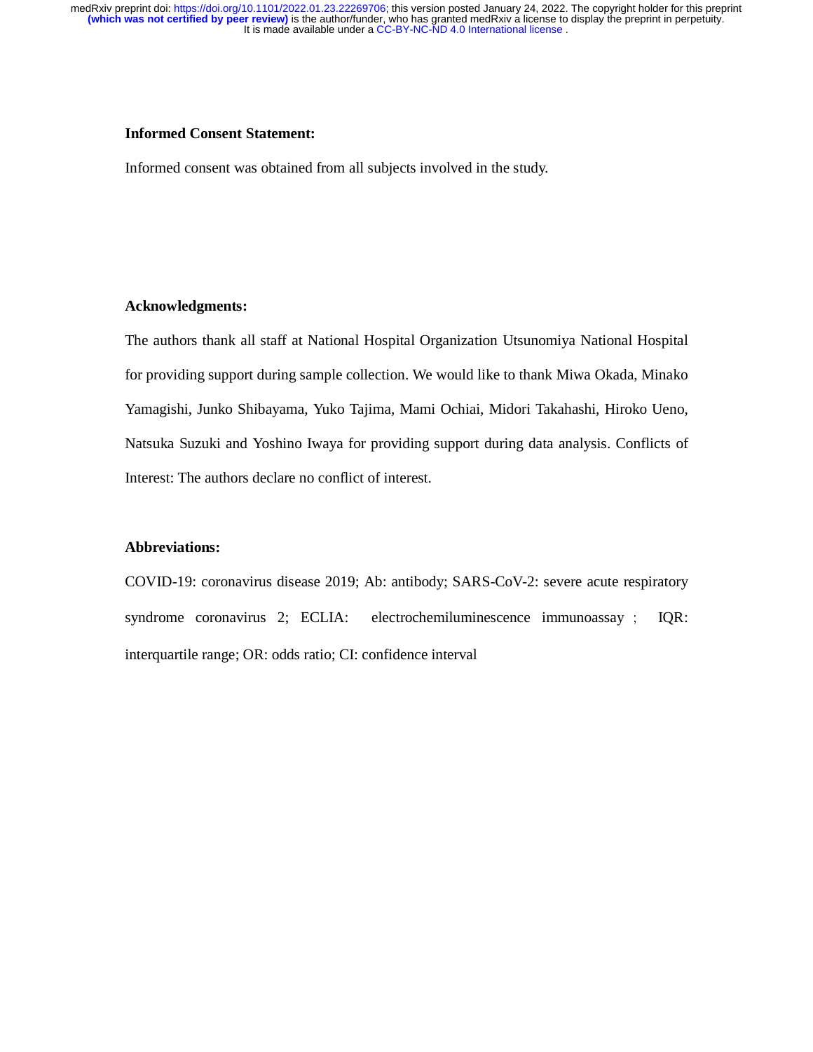**Informed Consent Statement:**

Informed consent was obtained from all subjects involved in the study.

**Acknowledgments:**

The authors thank all staff at National Hospital Organization Utsunomiya National Hospital for providing support during sample collection. We would like to thank Miwa Okada, Minako Yamagishi, Junko Shibayama, Yuko Tajima, Mami Ochiai, Midori Takahashi, Hiroko Ueno, Natsuka Suzuki and Yoshino Iwaya for providing support during data analysis. Conflicts of Interest: The authors declare no conflict of interest.

**Abbreviations:**

COVID-19: coronavirus disease 2019; Ab: antibody; SARS-CoV-2: severe acute respiratory syndrome coronavirus 2; ECLIA: electrochemiluminescence immunoassay； IQR: interquartile range; OR: odds ratio; CI: confidence interval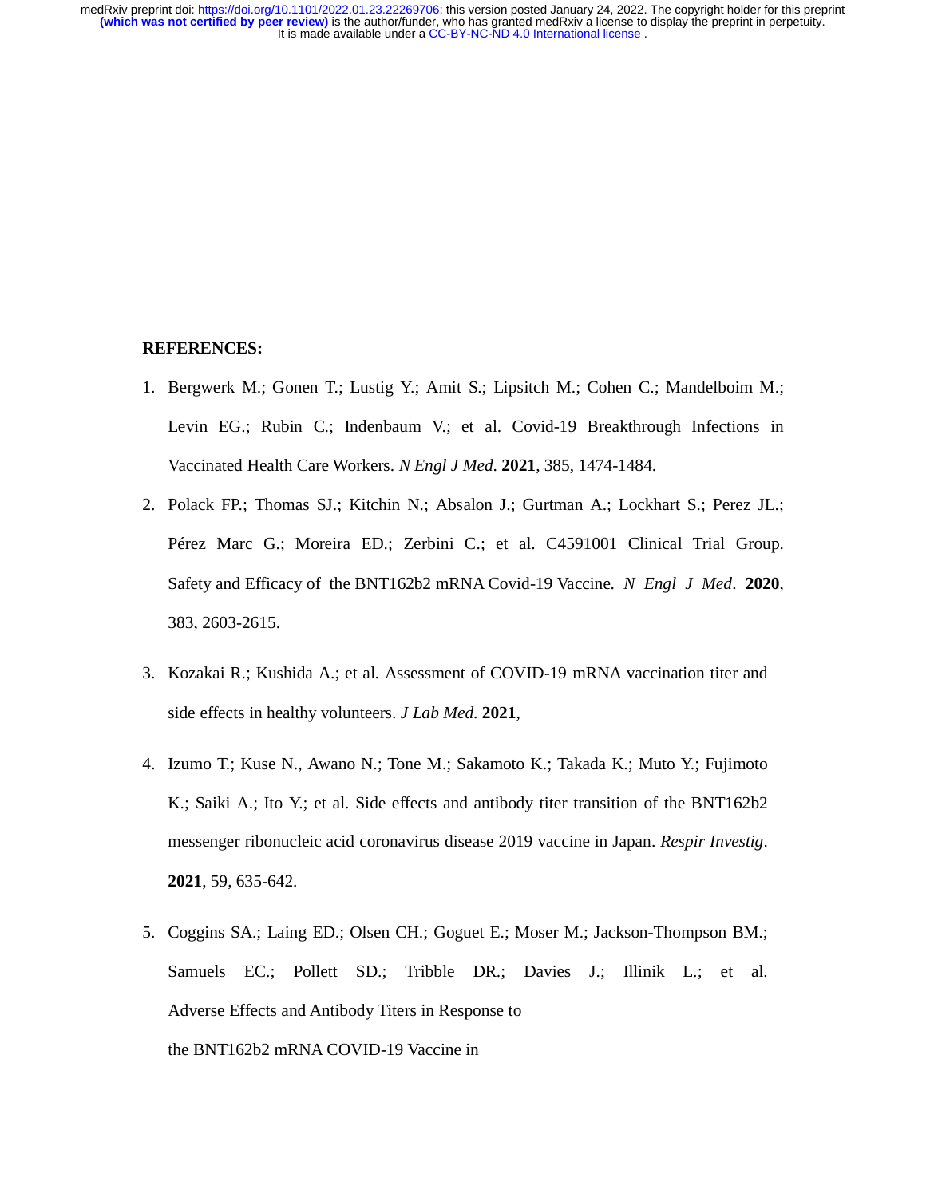**REFERENCES:**

1. Bergwerk M.; Gonen T.; Lustig Y.; Amit S.; Lipsitch M.; Cohen C.; Mandelboim M.; Levin EG.; Rubin C.; Indenbaum V.; et al. Covid-19 Breakthrough Infections in Vaccinated Health Care Workers. *N Engl J Med.* **2021**, 385, 1474-1484.
2. Polack FP.; Thomas SJ.; Kitchin N.; Absalon J.; Gurtman A.; Lockhart S.; Perez JL.; Pérez Marc G.; Moreira ED.; Zerbini C.; et al. C4591001 Clinical Trial Group. Safety and Efficacy of the BNT162b2 mRNA Covid-19 Vaccine. *N Engl J Med*. **2020**, 383, 2603-2615.
3. Kozakai R.; Kushida A.; et al. Assessment of COVID-19 mRNA vaccination titer and side effects in healthy volunteers. *J Lab Med.* **2021**,
4. Izumo T.; Kuse N., Awano N.; Tone M.; Sakamoto K.; Takada K.; Muto Y.; Fujimoto K.; Saiki A.; Ito Y.; et al. Side effects and antibody titer transition of the BNT162b2 messenger ribonucleic acid coronavirus disease 2019 vaccine in Japan. *Respir Investig*. **2021**, 59, 635-642.
5. Coggins SA.; Laing ED.; Olsen CH.; Goguet E.; Moser M.; Jackson-Thompson BM.; Samuels EC.; Pollett SD.; Tribble DR.; Davies J.; Illinik L.; et al. Adverse Effects and Antibody Titers in Response to the BNT162b2 mRNA COVID-19 Vaccine in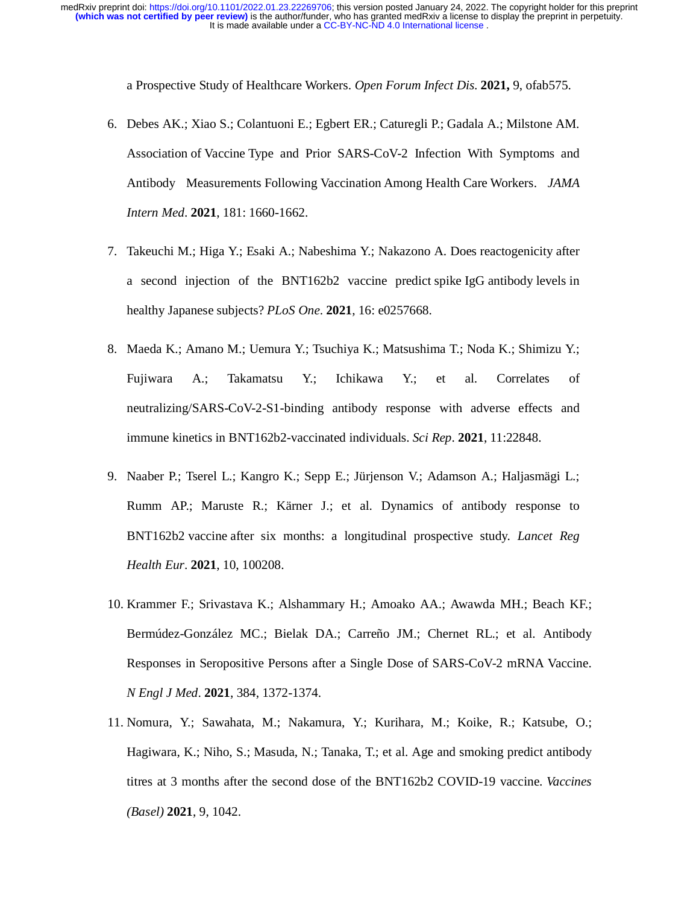a Prospective Study of Healthcare Workers. *Open Forum Infect Dis.* **2021,** 9, ofab575.

6. Debes AK.; Xiao S.; Colantuoni E.; Egbert ER.; Caturegli P.; Gadala A.; Milstone AM. Association of Vaccine Type and Prior SARS-CoV-2 Infection With Symptoms and Antibody Measurements Following Vaccination Among Health Care Workers. *JAMA Intern Med*. **2021**, 181: 1660-1662.

7. Takeuchi M.; Higa Y.; Esaki A.; Nabeshima Y.; Nakazono A. Does reactogenicity after a second injection of the BNT162b2 vaccine predict spike IgG antibody levels in healthy Japanese subjects? *PLoS One*. **2021**, 16: e0257668.

8. Maeda K.; Amano M.; Uemura Y.; Tsuchiya K.; Matsushima T.; Noda K.; Shimizu Y.; Fujiwara A.; Takamatsu Y.; Ichikawa Y.; et al. Correlates of neutralizing/SARS-CoV-2-S1-binding antibody response with adverse effects and immune kinetics in BNT162b2-vaccinated individuals. *Sci Rep*. **2021**, 11:22848.

9. Naaber P.; Tserel L.; Kangro K.; Sepp E.; Jürjenson V.; Adamson A.; Haljasmägi L.; Rumm AP.; Maruste R.; Kärner J.; et al. Dynamics of antibody response to BNT162b2 vaccine after six months: a longitudinal prospective study. *Lancet Reg Health Eur*. **2021**, 10, 100208.

10. Krammer F.; Srivastava K.; Alshammary H.; Amoako AA.; Awawda MH.; Beach KF.; Bermúdez-González MC.; Bielak DA.; Carreño JM.; Chernet RL.; et al. Antibody Responses in Seropositive Persons after a Single Dose of SARS-CoV-2 mRNA Vaccine. *N Engl J Med*. **2021**, 384, 1372-1374.

11. Nomura, Y.; Sawahata, M.; Nakamura, Y.; Kurihara, M.; Koike, R.; Katsube, O.; Hagiwara, K.; Niho, S.; Masuda, N.; Tanaka, T.; et al. Age and smoking predict antibody titres at 3 months after the second dose of the BNT162b2 COVID-19 vaccine. *Vaccines (Basel)* **2021**, 9, 1042.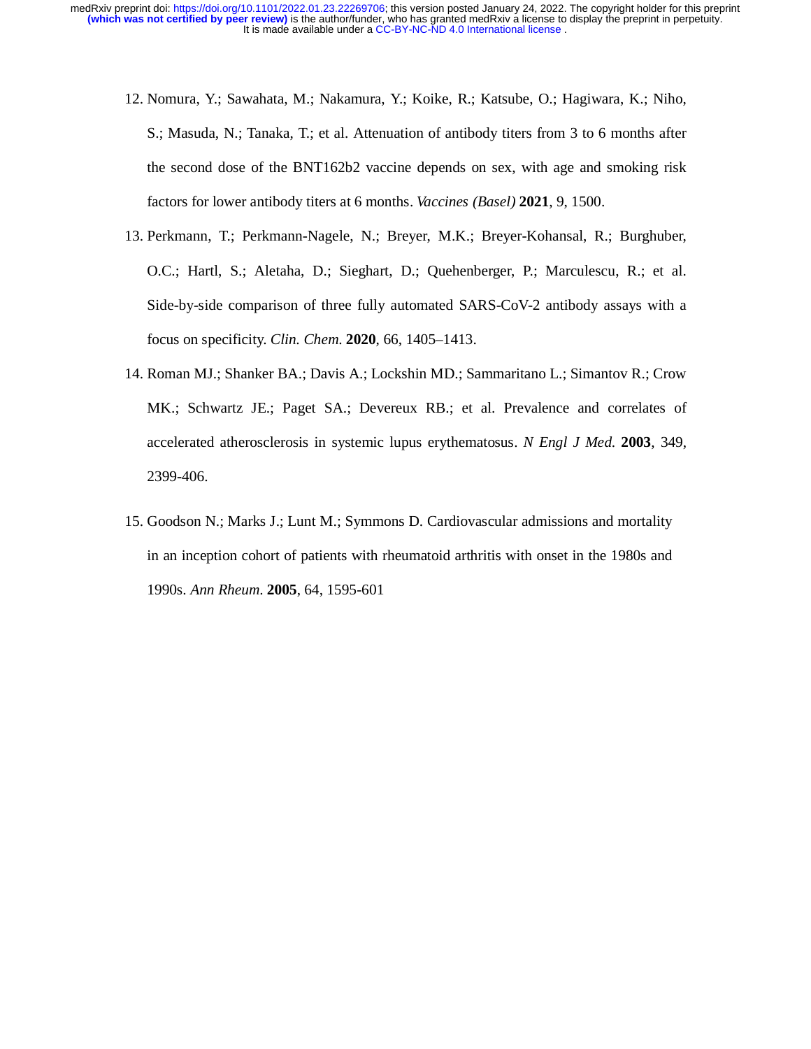12. Nomura, Y.; Sawahata, M.; Nakamura, Y.; Koike, R.; Katsube, O.; Hagiwara, K.; Niho, S.; Masuda, N.; Tanaka, T.; et al. Attenuation of antibody titers from 3 to 6 months after the second dose of the BNT162b2 vaccine depends on sex, with age and smoking risk factors for lower antibody titers at 6 months. *Vaccines (Basel)* **2021**, 9, 1500.

13. Perkmann, T.; Perkmann-Nagele, N.; Breyer, M.K.; Breyer-Kohansal, R.; Burghuber, O.C.; Hartl, S.; Aletaha, D.; Sieghart, D.; Quehenberger, P.; Marculescu, R.; et al. Side-by-side comparison of three fully automated SARS-CoV-2 antibody assays with a focus on specificity. *Clin. Chem.* **2020**, 66, 1405–1413.

14. Roman MJ.; Shanker BA.; Davis A.; Lockshin MD.; Sammaritano L.; Simantov R.; Crow MK.; Schwartz JE.; Paget SA.; Devereux RB.; et al. Prevalence and correlates of accelerated atherosclerosis in systemic lupus erythematosus. *N Engl J Med.* **2003**, 349, 2399-406.

15. Goodson N.; Marks J.; Lunt M.; Symmons D. Cardiovascular admissions and mortality in an inception cohort of patients with rheumatoid arthritis with onset in the 1980s and 1990s. *Ann Rheum.* **2005**, 64, 1595-601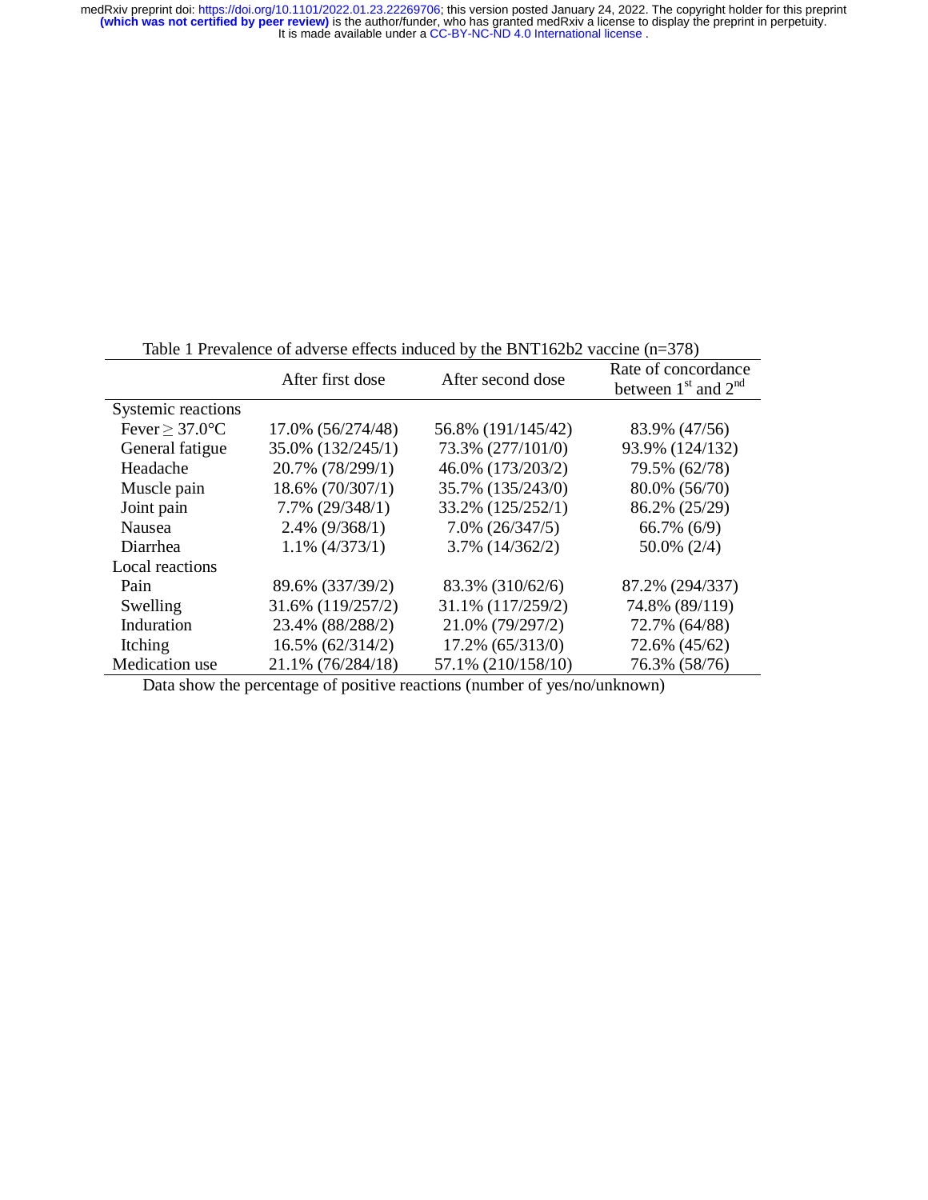Table 1 Prevalence of adverse effects induced by the BNT162b2 vaccine (n=378)

| | After first dose | After second dose | Rate of concordance between 1st and 2nd |
|---|---|---|---|
| Systemic reactions | | | |
| Fever ≥ 37.0°C | 17.0% (56/274/48) | 56.8% (191/145/42) | 83.9% (47/56) |
| General fatigue | 35.0% (132/245/1) | 73.3% (277/101/0) | 93.9% (124/132) |
| Headache | 20.7% (78/299/1) | 46.0% (173/203/2) | 79.5% (62/78) |
| Muscle pain | 18.6% (70/307/1) | 35.7% (135/243/0) | 80.0% (56/70) |
| Joint pain | 7.7% (29/348/1) | 33.2% (125/252/1) | 86.2% (25/29) |
| Nausea | 2.4% (9/368/1) | 7.0% (26/347/5) | 66.7% (6/9) |
| Diarrhea | 1.1% (4/373/1) | 3.7% (14/362/2) | 50.0% (2/4) |
| Local reactions | | | |
| Pain | 89.6% (337/39/2) | 83.3% (310/62/6) | 87.2% (294/337) |
| Swelling | 31.6% (119/257/2) | 31.1% (117/259/2) | 74.8% (89/119) |
| Induration | 23.4% (88/288/2) | 21.0% (79/297/2) | 72.7% (64/88) |
| Itching | 16.5% (62/314/2) | 17.2% (65/313/0) | 72.6% (45/62) |
| Medication use | 21.1% (76/284/18) | 57.1% (210/158/10) | 76.3% (58/76) |

Data show the percentage of positive reactions (number of yes/no/unknown)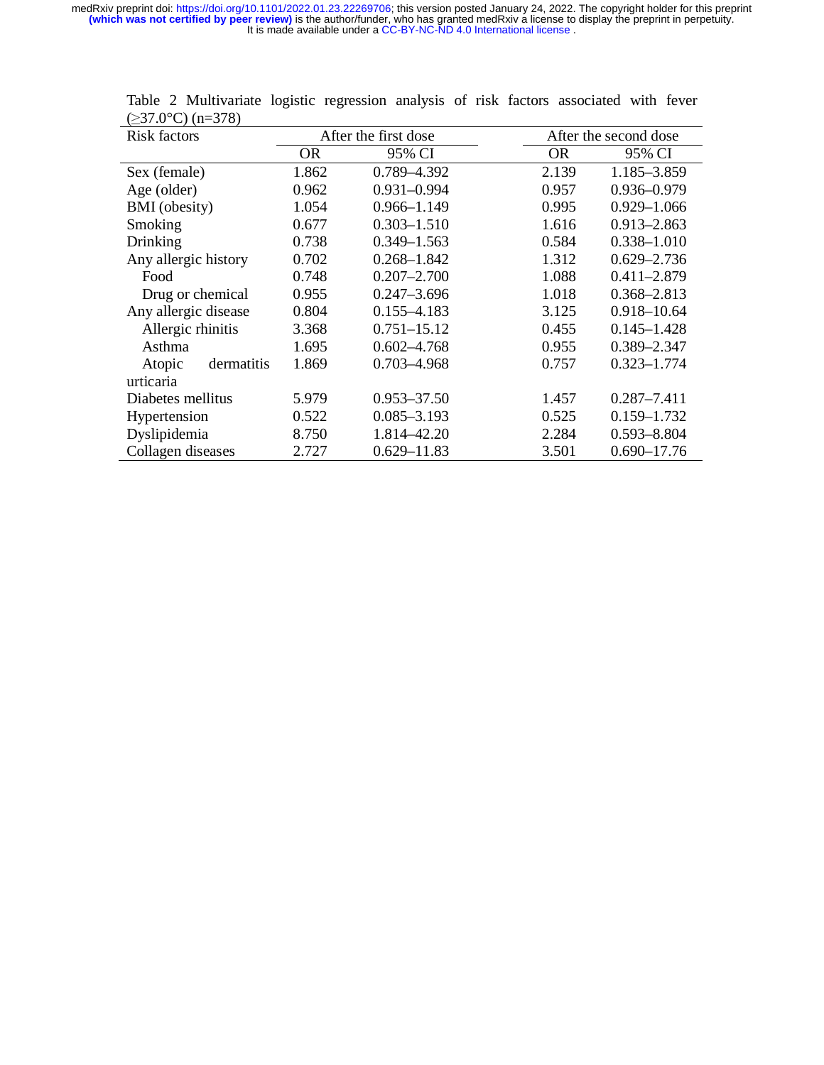Table 2 Multivariate logistic regression analysis of risk factors associated with fever (≥37.0°C) (n=378)

| Risk factors | After the first dose | | After the second dose | |
|---|---|---|---|---|
| | OR | 95% CI | OR | 95% CI |
| Sex (female) | 1.862 | 0.789–4.392 | 2.139 | 1.185–3.859 |
| Age (older) | 0.962 | 0.931–0.994 | 0.957 | 0.936–0.979 |
| BMI (obesity) | 1.054 | 0.966–1.149 | 0.995 | 0.929–1.066 |
| Smoking | 0.677 | 0.303–1.510 | 1.616 | 0.913–2.863 |
| Drinking | 0.738 | 0.349–1.563 | 0.584 | 0.338–1.010 |
| Any allergic history | 0.702 | 0.268–1.842 | 1.312 | 0.629–2.736 |
| Food | 0.748 | 0.207–2.700 | 1.088 | 0.411–2.879 |
| Drug or chemical | 0.955 | 0.247–3.696 | 1.018 | 0.368–2.813 |
| Any allergic disease | 0.804 | 0.155–4.183 | 3.125 | 0.918–10.64 |
| Allergic rhinitis | 3.368 | 0.751–15.12 | 0.455 | 0.145–1.428 |
| Asthma | 1.695 | 0.602–4.768 | 0.955 | 0.389–2.347 |
| Atopic dermatitis urticaria | 1.869 | 0.703–4.968 | 0.757 | 0.323–1.774 |
| Diabetes mellitus | 5.979 | 0.953–37.50 | 1.457 | 0.287–7.411 |
| Hypertension | 0.522 | 0.085–3.193 | 0.525 | 0.159–1.732 |
| Dyslipidemia | 8.750 | 1.814–42.20 | 2.284 | 0.593–8.804 |
| Collagen diseases | 2.727 | 0.629–11.83 | 3.501 | 0.690–17.76 |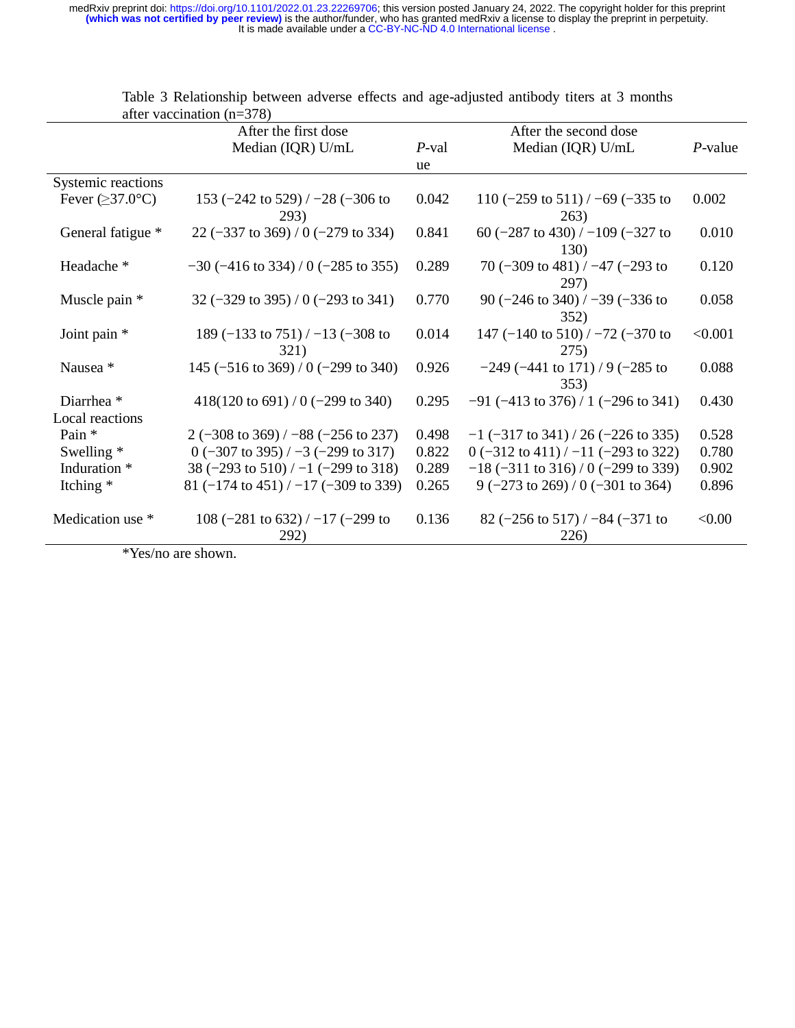Table 3 Relationship between adverse effects and age-adjusted antibody titers at 3 months after vaccination (n=378)

| | After the first dose<br>Median (IQR) U/mL | *P*-value | After the second dose<br>Median (IQR) U/mL | *P*-value |
|---|---|---|---|---|
| Systemic reactions | | | | |
| Fever (≥37.0°C) | 153 (−242 to 529) / −28 (−306 to 293) | 0.042 | 110 (−259 to 511) / −69 (−335 to 263) | 0.002 |
| General fatigue * | 22 (−337 to 369) / 0 (−279 to 334) | 0.841 | 60 (−287 to 430) / −109 (−327 to 130) | 0.010 |
| Headache * | −30 (−416 to 334) / 0 (−285 to 355) | 0.289 | 70 (−309 to 481) / −47 (−293 to 297) | 0.120 |
| Muscle pain * | 32 (−329 to 395) / 0 (−293 to 341) | 0.770 | 90 (−246 to 340) / −39 (−336 to 352) | 0.058 |
| Joint pain * | 189 (−133 to 751) / −13 (−308 to 321) | 0.014 | 147 (−140 to 510) / −72 (−370 to 275) | <0.001 |
| Nausea * | 145 (−516 to 369) / 0 (−299 to 340) | 0.926 | −249 (−441 to 171) / 9 (−285 to 353) | 0.088 |
| Diarrhea * | 418(120 to 691) / 0 (−299 to 340) | 0.295 | −91 (−413 to 376) / 1 (−296 to 341) | 0.430 |
| Local reactions | | | | |
| Pain * | 2 (−308 to 369) / −88 (−256 to 237) | 0.498 | −1 (−317 to 341) / 26 (−226 to 335) | 0.528 |
| Swelling * | 0 (−307 to 395) / −3 (−299 to 317) | 0.822 | 0 (−312 to 411) / −11 (−293 to 322) | 0.780 |
| Induration * | 38 (−293 to 510) / −1 (−299 to 318) | 0.289 | −18 (−311 to 316) / 0 (−299 to 339) | 0.902 |
| Itching * | 81 (−174 to 451) / −17 (−309 to 339) | 0.265 | 9 (−273 to 269) / 0 (−301 to 364) | 0.896 |
| Medication use * | 108 (−281 to 632) / −17 (−299 to 292) | 0.136 | 82 (−256 to 517) / −84 (−371 to 226) | <0.00 |

*Yes/no are shown.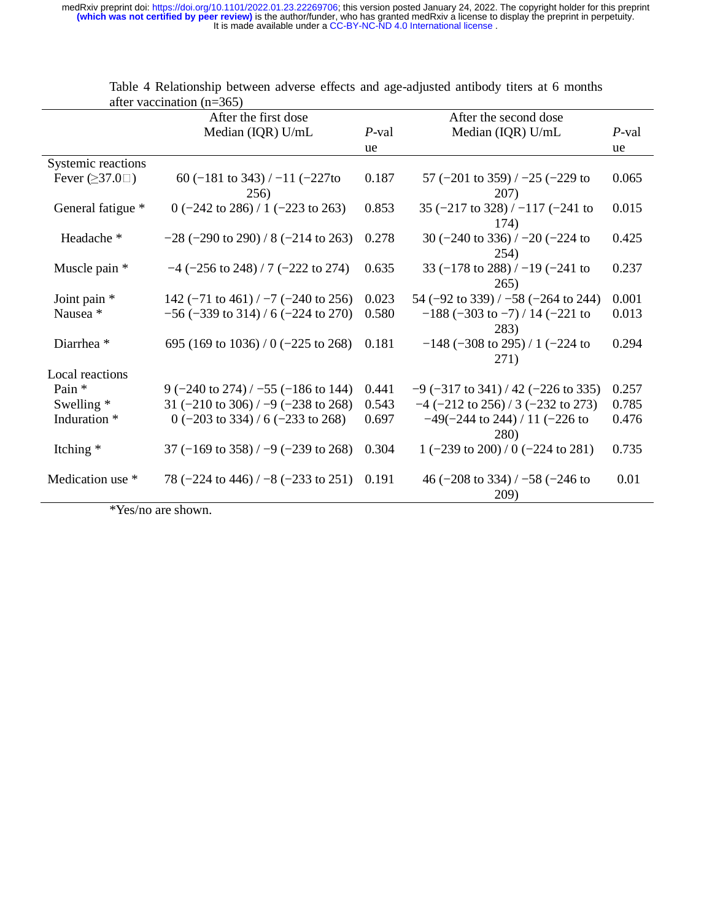Table 4 Relationship between adverse effects and age-adjusted antibody titers at 6 months after vaccination (n=365)

| | After the first dose Median (IQR) U/mL | *P*-value | After the second dose Median (IQR) U/mL | *P*-value |
|---|---|---|---|---|
| Systemic reactions | | | | |
| Fever (≥37.0□) | 60 (−181 to 343) / −11 (−227to 256) | 0.187 | 57 (−201 to 359) / −25 (−229 to 207) | 0.065 |
| General fatigue * | 0 (−242 to 286) / 1 (−223 to 263) | 0.853 | 35 (−217 to 328) / −117 (−241 to 174) | 0.015 |
| Headache * | −28 (−290 to 290) / 8 (−214 to 263) | 0.278 | 30 (−240 to 336) / −20 (−224 to 254) | 0.425 |
| Muscle pain * | −4 (−256 to 248) / 7 (−222 to 274) | 0.635 | 33 (−178 to 288) / −19 (−241 to 265) | 0.237 |
| Joint pain * | 142 (−71 to 461) / −7 (−240 to 256) | 0.023 | 54 (−92 to 339) / −58 (−264 to 244) | 0.001 |
| Nausea * | −56 (−339 to 314) / 6 (−224 to 270) | 0.580 | −188 (−303 to −7) / 14 (−221 to 283) | 0.013 |
| Diarrhea * | 695 (169 to 1036) / 0 (−225 to 268) | 0.181 | −148 (−308 to 295) / 1 (−224 to 271) | 0.294 |
| Local reactions | | | | |
| Pain * | 9 (−240 to 274) / −55 (−186 to 144) | 0.441 | −9 (−317 to 341) / 42 (−226 to 335) | 0.257 |
| Swelling * | 31 (−210 to 306) / −9 (−238 to 268) | 0.543 | −4 (−212 to 256) / 3 (−232 to 273) | 0.785 |
| Induration * | 0 (−203 to 334) / 6 (−233 to 268) | 0.697 | −49(−244 to 244) / 11 (−226 to 280) | 0.476 |
| Itching * | 37 (−169 to 358) / −9 (−239 to 268) | 0.304 | 1 (−239 to 200) / 0 (−224 to 281) | 0.735 |
| Medication use * | 78 (−224 to 446) / −8 (−233 to 251) | 0.191 | 46 (−208 to 334) / −58 (−246 to 209) | 0.01 |

*Yes/no are shown.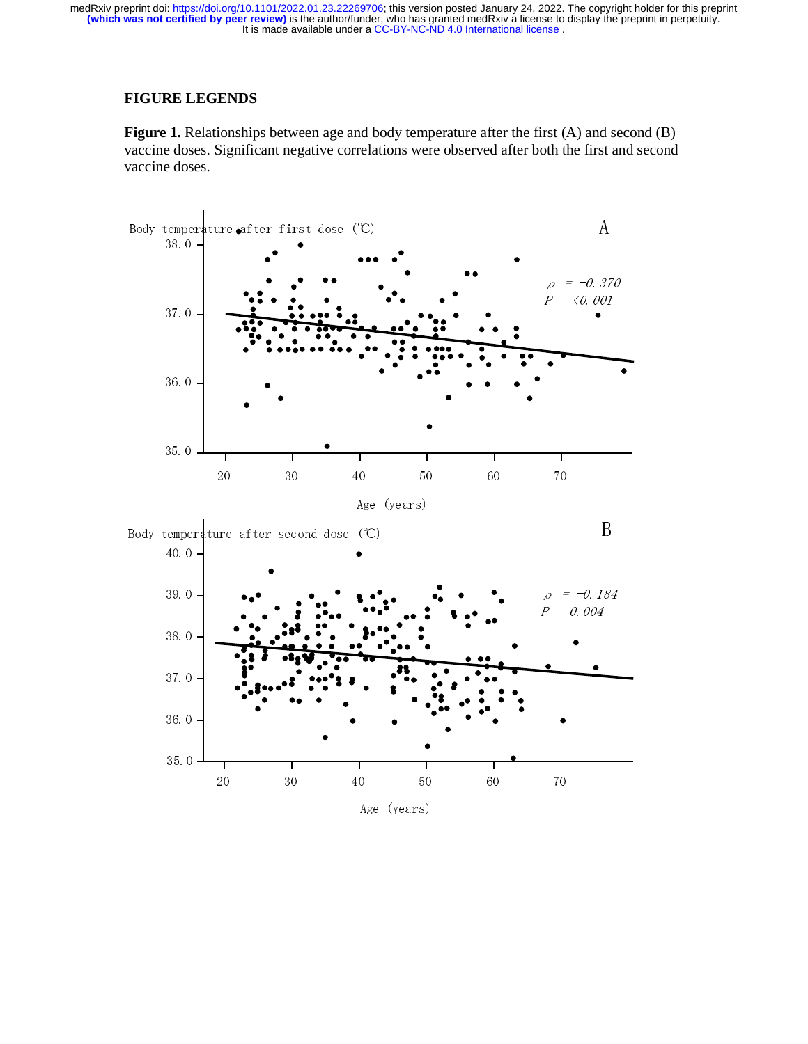## FIGURE LEGENDS

**Figure 1.** Relationships between age and body temperature after the first (A) and second (B) vaccine doses. Significant negative correlations were observed after both the first and second vaccine doses.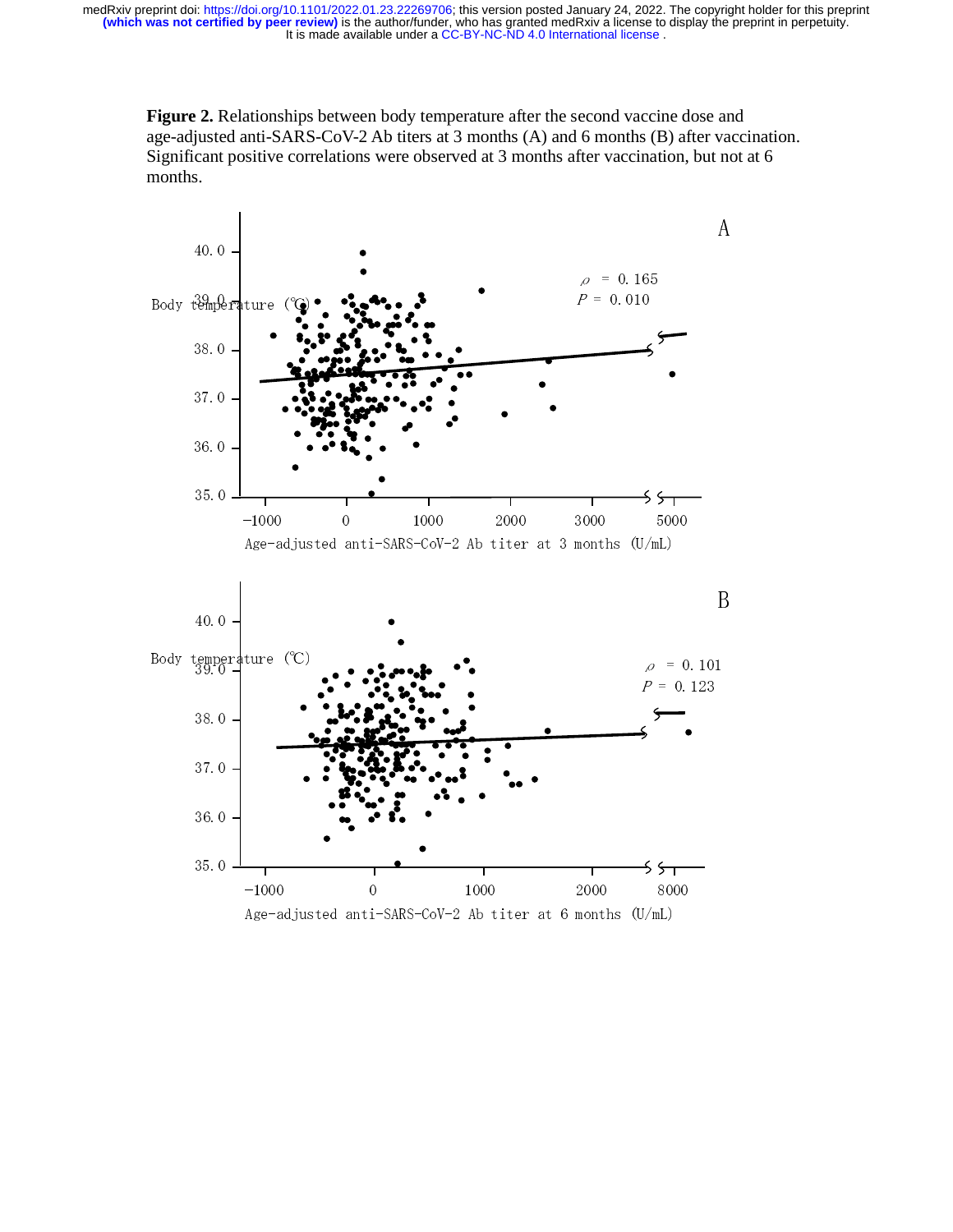**Figure 2.** Relationships between body temperature after the second vaccine dose and age-adjusted anti-SARS-CoV-2 Ab titers at 3 months (A) and 6 months (B) after vaccination. Significant positive correlations were observed at 3 months after vaccination, but not at 6 months.

A

Body temperature (℃)

40.0
39.0
38.0
37.0
36.0
35.0

$\rho$ = 0.165
$P$ = 0.010

−1000
0
1000
2000
3000
5000

Age-adjusted anti-SARS-CoV-2 Ab titer at 3 months (U/mL)

B

Body temperature (℃)

40.0
39.0
38.0
37.0
36.0
35.0

$\rho$ = 0.101
$P$ = 0.123

−1000
0
1000
2000
8000

Age-adjusted anti-SARS-CoV-2 Ab titer at 6 months (U/mL)